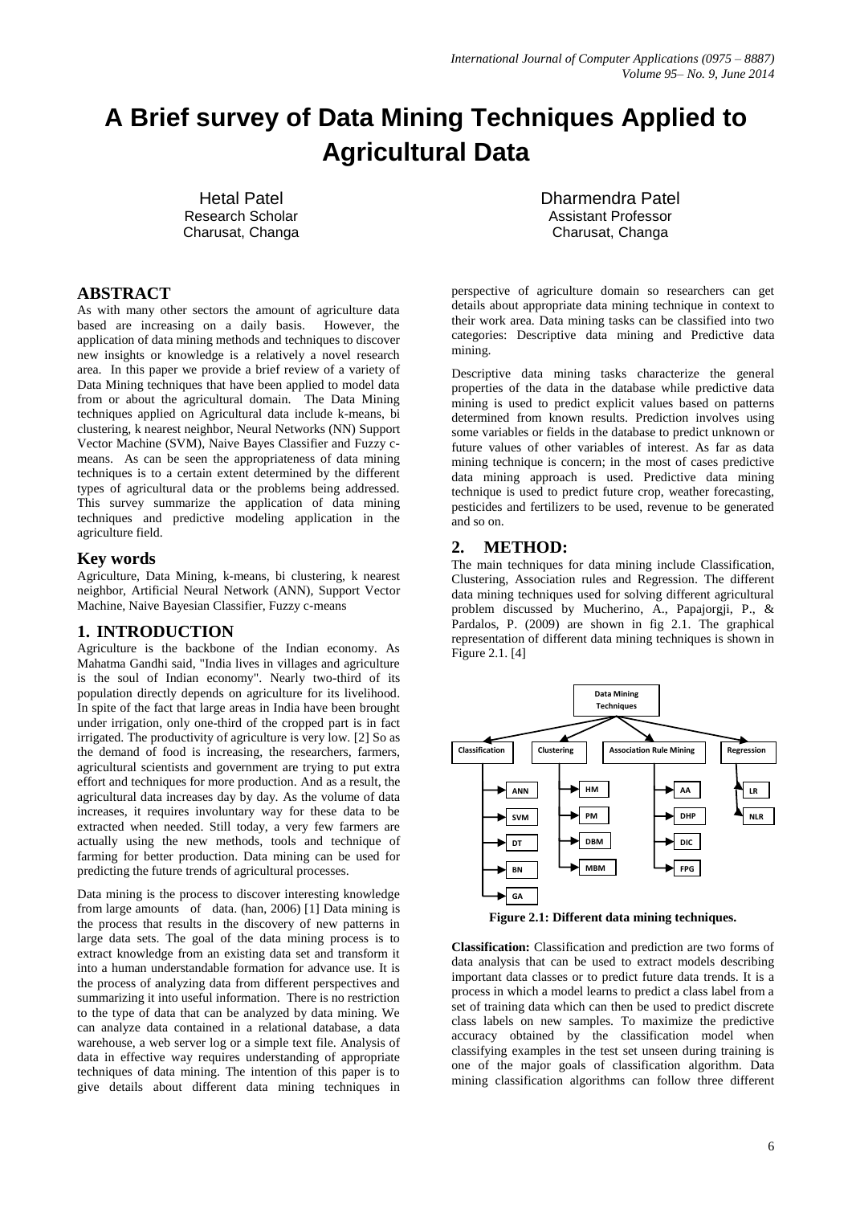# A Brief survey of Data Mining Techniques Applied to Agricultural Data

Hetal Patel
Research Scholar
Charusat, Changa

Dharmendra Patel
Assistant Professor
Charusat, Changa

## ABSTRACT

As with many other sectors the amount of agriculture data based are increasing on a daily basis. However, the application of data mining methods and techniques to discover new insights or knowledge is a relatively a novel research area. In this paper we provide a brief review of a variety of Data Mining techniques that have been applied to model data from or about the agricultural domain. The Data Mining techniques applied on Agricultural data include k-means, bi clustering, k nearest neighbor, Neural Networks (NN) Support Vector Machine (SVM), Naive Bayes Classifier and Fuzzy c-means. As can be seen the appropriateness of data mining techniques is to a certain extent determined by the different types of agricultural data or the problems being addressed. This survey summarize the application of data mining techniques and predictive modeling application in the agriculture field.

## Key words

Agriculture, Data Mining, k-means, bi clustering, k nearest neighbor, Artificial Neural Network (ANN), Support Vector Machine, Naive Bayesian Classifier, Fuzzy c-means

## 1. INTRODUCTION

Agriculture is the backbone of the Indian economy. As Mahatma Gandhi said, "India lives in villages and agriculture is the soul of Indian economy". Nearly two-third of its population directly depends on agriculture for its livelihood. In spite of the fact that large areas in India have been brought under irrigation, only one-third of the cropped part is in fact irrigated. The productivity of agriculture is very low. [2] So as the demand of food is increasing, the researchers, farmers, agricultural scientists and government are trying to put extra effort and techniques for more production. And as a result, the agricultural data increases day by day. As the volume of data increases, it requires involuntary way for these data to be extracted when needed. Still today, a very few farmers are actually using the new methods, tools and technique of farming for better production. Data mining can be used for predicting the future trends of agricultural processes.

Data mining is the process to discover interesting knowledge from large amounts of data. (han, 2006) [1] Data mining is the process that results in the discovery of new patterns in large data sets. The goal of the data mining process is to extract knowledge from an existing data set and transform it into a human understandable formation for advance use. It is the process of analyzing data from different perspectives and summarizing it into useful information. There is no restriction to the type of data that can be analyzed by data mining. We can analyze data contained in a relational database, a data warehouse, a web server log or a simple text file. Analysis of data in effective way requires understanding of appropriate techniques of data mining. The intention of this paper is to give details about different data mining techniques in perspective of agriculture domain so researchers can get details about appropriate data mining technique in context to their work area. Data mining tasks can be classified into two categories: Descriptive data mining and Predictive data mining.

Descriptive data mining tasks characterize the general properties of the data in the database while predictive data mining is used to predict explicit values based on patterns determined from known results. Prediction involves using some variables or fields in the database to predict unknown or future values of other variables of interest. As far as data mining technique is concern; in the most of cases predictive data mining approach is used. Predictive data mining technique is used to predict future crop, weather forecasting, pesticides and fertilizers to be used, revenue to be generated and so on.

## 2. METHOD:

The main techniques for data mining include Classification, Clustering, Association rules and Regression. The different data mining techniques used for solving different agricultural problem discussed by Mucherino, A., Papajorgji, P., & Pardalos, P. (2009) are shown in fig 2.1. The graphical representation of different data mining techniques is shown in Figure 2.1. [4]

- Data Mining Techniques
  - Classification: ANN, SVM, DT, BN, GA
  - Clustering: HM, PM, DBM, MBM
  - Association Rule Mining: AA, DHP, DIC, FPG
  - Regression: LR, NLR

**Figure 2.1: Different data mining techniques.**

**Classification:** Classification and prediction are two forms of data analysis that can be used to extract models describing important data classes or to predict future data trends. It is a process in which a model learns to predict a class label from a set of training data which can then be used to predict discrete class labels on new samples. To maximize the predictive accuracy obtained by the classification model when classifying examples in the test set unseen during training is one of the major goals of classification algorithm. Data mining classification algorithms can follow three different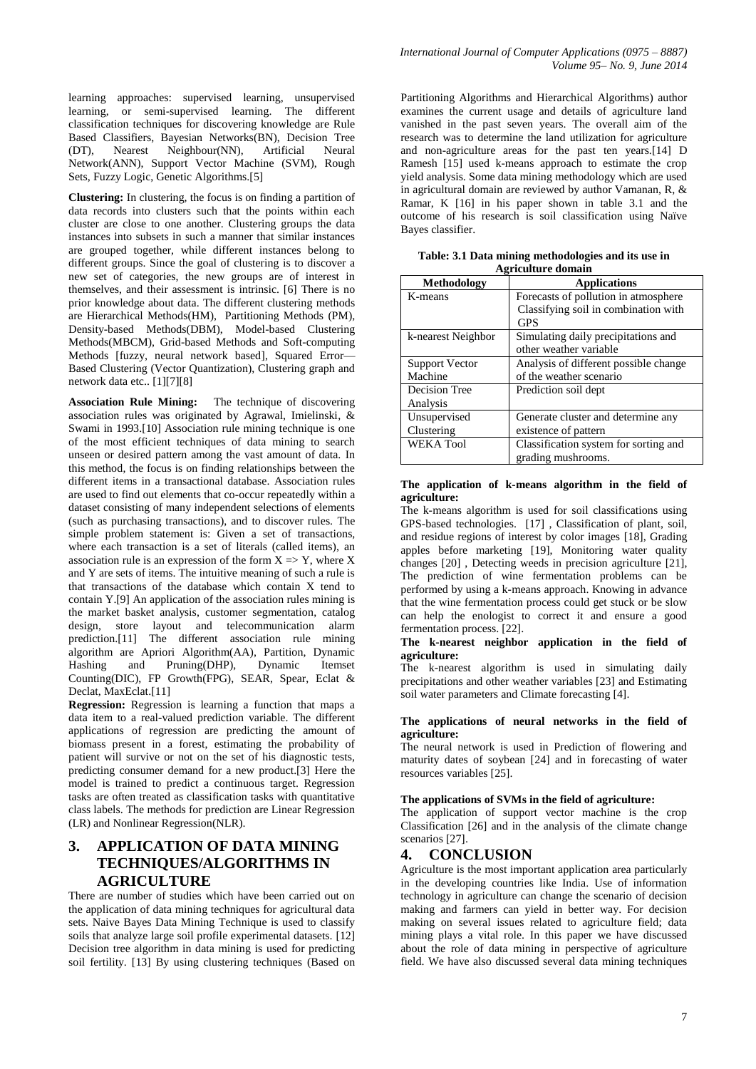learning approaches: supervised learning, unsupervised learning, or semi-supervised learning. The different classification techniques for discovering knowledge are Rule Based Classifiers, Bayesian Networks(BN), Decision Tree (DT), Nearest Neighbour(NN), Artificial Neural Network(ANN), Support Vector Machine (SVM), Rough Sets, Fuzzy Logic, Genetic Algorithms.[5]

**Clustering:** In clustering, the focus is on finding a partition of data records into clusters such that the points within each cluster are close to one another. Clustering groups the data instances into subsets in such a manner that similar instances are grouped together, while different instances belong to different groups. Since the goal of clustering is to discover a new set of categories, the new groups are of interest in themselves, and their assessment is intrinsic. [6] There is no prior knowledge about data. The different clustering methods are Hierarchical Methods(HM), Partitioning Methods (PM), Density-based Methods(DBM), Model-based Clustering Methods(MBCM), Grid-based Methods and Soft-computing Methods [fuzzy, neural network based], Squared Error—Based Clustering (Vector Quantization), Clustering graph and network data etc.. [1][7][8]

**Association Rule Mining:** The technique of discovering association rules was originated by Agrawal, Imielinski, & Swami in 1993.[10] Association rule mining technique is one of the most efficient techniques of data mining to search unseen or desired pattern among the vast amount of data. In this method, the focus is on finding relationships between the different items in a transactional database. Association rules are used to find out elements that co-occur repeatedly within a dataset consisting of many independent selections of elements (such as purchasing transactions), and to discover rules. The simple problem statement is: Given a set of transactions, where each transaction is a set of literals (called items), an association rule is an expression of the form $X \Rightarrow Y$, where X and Y are sets of items. The intuitive meaning of such a rule is that transactions of the database which contain X tend to contain Y.[9] An application of the association rules mining is the market basket analysis, customer segmentation, catalog design, store layout and telecommunication alarm prediction.[11] The different association rule mining algorithm are Apriori Algorithm(AA), Partition, Dynamic Hashing and Pruning(DHP), Dynamic Itemset Counting(DIC), FP Growth(FPG), SEAR, Spear, Eclat & Declat, MaxEclat.[11]

**Regression:** Regression is learning a function that maps a data item to a real-valued prediction variable. The different applications of regression are predicting the amount of biomass present in a forest, estimating the probability of patient will survive or not on the set of his diagnostic tests, predicting consumer demand for a new product.[3] Here the model is trained to predict a continuous target. Regression tasks are often treated as classification tasks with quantitative class labels. The methods for prediction are Linear Regression (LR) and Nonlinear Regression(NLR).

## 3. APPLICATION OF DATA MINING TECHNIQUES/ALGORITHMS IN AGRICULTURE

There are number of studies which have been carried out on the application of data mining techniques for agricultural data sets. Naive Bayes Data Mining Technique is used to classify soils that analyze large soil profile experimental datasets. [12] Decision tree algorithm in data mining is used for predicting soil fertility. [13] By using clustering techniques (Based on Partitioning Algorithms and Hierarchical Algorithms) author examines the current usage and details of agriculture land vanished in the past seven years. The overall aim of the research was to determine the land utilization for agriculture and non-agriculture areas for the past ten years.[14] D Ramesh [15] used k-means approach to estimate the crop yield analysis. Some data mining methodology which are used in agricultural domain are reviewed by author Vamanan, R, & Ramar, K [16] in his paper shown in table 3.1 and the outcome of his research is soil classification using Naïve Bayes classifier.

**Table: 3.1 Data mining methodologies and its use in Agriculture domain**

| Methodology | Applications |
|---|---|
| K-means | Forecasts of pollution in atmosphere Classifying soil in combination with GPS |
| k-nearest Neighbor | Simulating daily precipitations and other weather variable |
| Support Vector Machine | Analysis of different possible change of the weather scenario |
| Decision Tree Analysis | Prediction soil dept |
| Unsupervised Clustering | Generate cluster and determine any existence of pattern |
| WEKA Tool | Classification system for sorting and grading mushrooms. |

**The application of k-means algorithm in the field of agriculture:**

The k-means algorithm is used for soil classifications using GPS-based technologies. [17] , Classification of plant, soil, and residue regions of interest by color images [18], Grading apples before marketing [19], Monitoring water quality changes [20] , Detecting weeds in precision agriculture [21], The prediction of wine fermentation problems can be performed by using a k-means approach. Knowing in advance that the wine fermentation process could get stuck or be slow can help the enologist to correct it and ensure a good fermentation process. [22].

**The k-nearest neighbor application in the field of agriculture:**

The k-nearest algorithm is used in simulating daily precipitations and other weather variables [23] and Estimating soil water parameters and Climate forecasting [4].

**The applications of neural networks in the field of agriculture:**

The neural network is used in Prediction of flowering and maturity dates of soybean [24] and in forecasting of water resources variables [25].

**The applications of SVMs in the field of agriculture:**

The application of support vector machine is the crop Classification [26] and in the analysis of the climate change scenarios [27].

## 4. CONCLUSION

Agriculture is the most important application area particularly in the developing countries like India. Use of information technology in agriculture can change the scenario of decision making and farmers can yield in better way. For decision making on several issues related to agriculture field; data mining plays a vital role. In this paper we have discussed about the role of data mining in perspective of agriculture field. We have also discussed several data mining techniques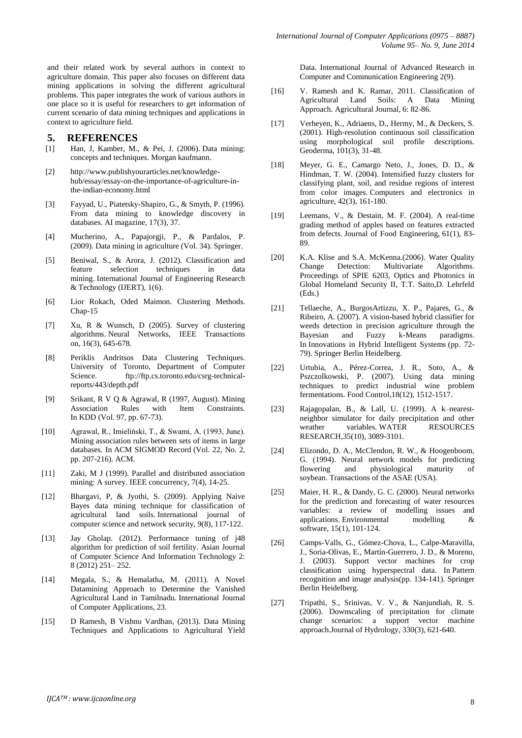and their related work by several authors in context to agriculture domain. This paper also focuses on different data mining applications in solving the different agricultural problems. This paper integrates the work of various authors in one place so it is useful for researchers to get information of current scenario of data mining techniques and applications in context to agriculture field.

## 5. REFERENCES

[1] Han, J, Kamber, M., & Pei, J. (2006). Data mining: concepts and techniques. Morgan kaufmann.

[2] http://www.publishyourarticles.net/knowledge-hub/essay/essay-on-the-importance-of-agriculture-in-the-indian-economy.html

[3] Fayyad, U., Piatetsky-Shapiro, G., & Smyth, P. (1996). From data mining to knowledge discovery in databases. AI magazine, 17(3), 37.

[4] Mucherino, A., Papajorgji, P., & Pardalos, P. (2009). Data mining in agriculture (Vol. 34). Springer.

[5] Beniwal, S., & Arora, J. (2012). Classification and feature selection techniques in data mining. International Journal of Engineering Research & Technology (IJERT), 1(6).

[6] Lior Rokach, Oded Maimon. Clustering Methods. Chap-15

[7] Xu, R & Wunsch, D (2005). Survey of clustering algorithms. Neural Networks, IEEE Transactions on, 16(3), 645-678.

[8] Periklis Andritsos Data Clustering Techniques. University of Toronto, Department of Computer Science. ftp://ftp.cs.toronto.edu/csrg-technical-reports/443/depth.pdf

[9] Srikant, R V Q & Agrawal, R (1997, August). Mining Association Rules with Item Constraints. In KDD (Vol. 97, pp. 67-73).

[10] Agrawal, R., Imieliński, T., & Swami, A. (1993, June). Mining association rules between sets of items in large databases. In ACM SIGMOD Record (Vol. 22, No. 2, pp. 207-216). ACM.

[11] Zaki, M J (1999). Parallel and distributed association mining: A survey. IEEE concurrency, 7(4), 14-25.

[12] Bhargavi, P, & Jyothi, S. (2009). Applying Naive Bayes data mining technique for classification of agricultural land soils. International journal of computer science and network security, 9(8), 117-122.

[13] Jay Gholap. (2012). Performance tuning of j48 algorithm for prediction of soil fertility. Asian Journal of Computer Science And Information Technology 2: 8 (2012) 251– 252.

[14] Megala, S., & Hemalatha, M. (2011). A Novel Datamining Approach to Determine the Vanished Agricultural Land in Tamilnadu. International Journal of Computer Applications, 23.

[15] D Ramesh, B Vishnu Vardhan, (2013). Data Mining Techniques and Applications to Agricultural Yield Data. International Journal of Advanced Research in Computer and Communication Engineering 2(9).

[16] V. Ramesh and K. Ramar, 2011. Classification of Agricultural Land Soils: A Data Mining Approach. Agricultural Journal, 6: 82-86.

[17] Verheyen, K., Adriaens, D., Hermy, M., & Deckers, S. (2001). High-resolution continuous soil classification using morphological soil profile descriptions. Geoderma, 101(3), 31-48.

[18] Meyer, G. E., Camargo Neto, J., Jones, D. D., & Hindman, T. W. (2004). Intensified fuzzy clusters for classifying plant, soil, and residue regions of interest from color images. Computers and electronics in agriculture, 42(3), 161-180.

[19] Leemans, V., & Destain, M. F. (2004). A real-time grading method of apples based on features extracted from defects. Journal of Food Engineering, 61(1), 83-89.

[20] K.A. Klise and S.A. McKenna.(2006). Water Quality Change Detection: Multivariate Algorithms. Proceedings of SPIE 6203, Optics and Photonics in Global Homeland Security II, T.T. Saito,D. Lehrfeld (Eds.)

[21] Tellaeche, A., BurgosArtizzu, X. P., Pajares, G., & Ribeiro, A. (2007). A vision-based hybrid classifier for weeds detection in precision agriculture through the Bayesian and Fuzzy k-Means paradigms. In Innovations in Hybrid Intelligent Systems (pp. 72-79). Springer Berlin Heidelberg.

[22] Urtubia, A., Pérez-Correa, J. R., Soto, A., & Pszczolkowski, P. (2007). Using data mining techniques to predict industrial wine problem fermentations. Food Control,18(12), 1512-1517.

[23] Rajagopalan, B., & Lall, U. (1999). A k–nearest-neighbor simulator for daily precipitation and other weather variables. WATER RESOURCES RESEARCH,35(10), 3089-3101.

[24] Elizondo, D. A., McClendon, R. W., & Hoogenboom, G. (1994). Neural network models for predicting flowering and physiological maturity of soybean. Transactions of the ASAE (USA).

[25] Maier, H. R., & Dandy, G. C. (2000). Neural networks for the prediction and forecasting of water resources variables: a review of modelling issues and applications. Environmental modelling & software, 15(1), 101-124.

[26] Camps-Valls, G., Gómez-Chova, L., Calpe-Maravilla, J., Soria-Olivas, E., Martín-Guerrero, J. D., & Moreno, J. (2003). Support vector machines for crop classification using hyperspectral data. In Pattern recognition and image analysis(pp. 134-141). Springer Berlin Heidelberg.

[27] Tripathi, S., Srinivas, V. V., & Nanjundiah, R. S. (2006). Downscaling of precipitation for climate change scenarios: a support vector machine approach.Journal of Hydrology, 330(3), 621-640.